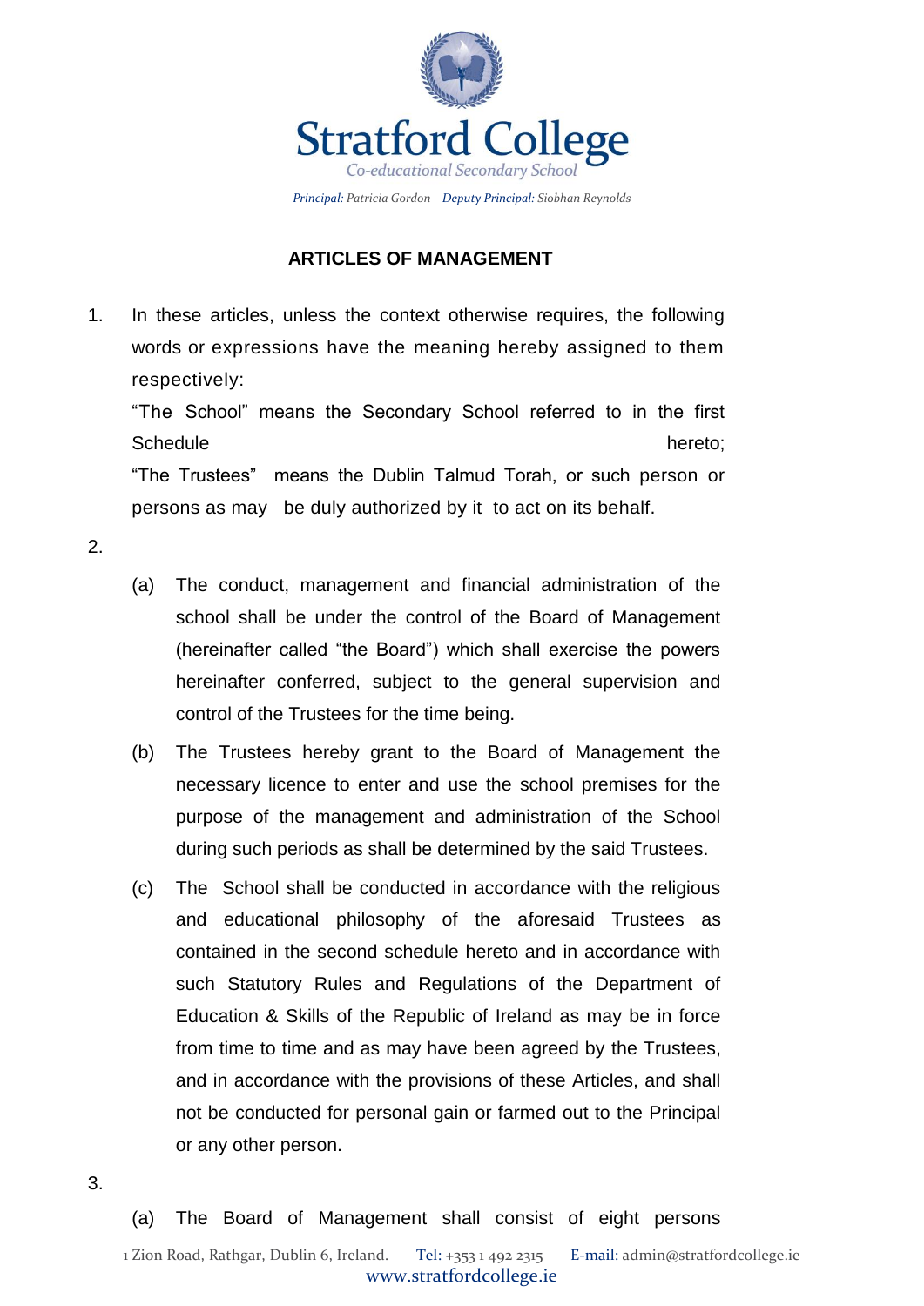# Stratford College

*Co-educational Secondary School*

*Principal:* Patricia Gordon *Deputy Principal:* Siobhan Reynolds

## ARTICLES OF MANAGEMENT

1. In these articles, unless the context otherwise requires, the following words or expressions have the meaning hereby assigned to them respectively:

   "The School" means the Secondary School referred to in the first Schedule hereto;

   "The Trustees" means the Dublin Talmud Torah, or such person or persons as may be duly authorized by it to act on its behalf.

2.
   (a) The conduct, management and financial administration of the school shall be under the control of the Board of Management (hereinafter called "the Board") which shall exercise the powers hereinafter conferred, subject to the general supervision and control of the Trustees for the time being.

   (b) The Trustees hereby grant to the Board of Management the necessary licence to enter and use the school premises for the purpose of the management and administration of the School during such periods as shall be determined by the said Trustees.

   (c) The School shall be conducted in accordance with the religious and educational philosophy of the aforesaid Trustees as contained in the second schedule hereto and in accordance with such Statutory Rules and Regulations of the Department of Education & Skills of the Republic of Ireland as may be in force from time to time and as may have been agreed by the Trustees, and in accordance with the provisions of these Articles, and shall not be conducted for personal gain or farmed out to the Principal or any other person.

3.
   (a) The Board of Management shall consist of eight persons

1 Zion Road, Rathgar, Dublin 6, Ireland. Tel: +353 1 492 2315 E-mail: admin@stratfordcollege.ie

www.stratfordcollege.ie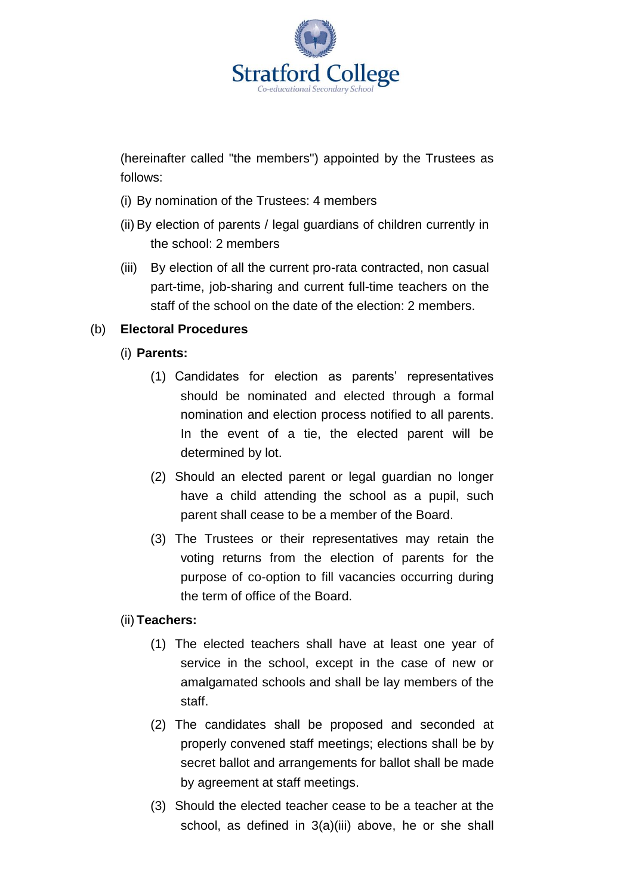(hereinafter called "the members") appointed by the Trustees as follows:

(i) By nomination of the Trustees: 4 members

(ii) By election of parents / legal guardians of children currently in the school: 2 members

(iii) By election of all the current pro-rata contracted, non casual part-time, job-sharing and current full-time teachers on the staff of the school on the date of the election: 2 members.

(b) **Electoral Procedures**

(i) **Parents:**

(1) Candidates for election as parents' representatives should be nominated and elected through a formal nomination and election process notified to all parents. In the event of a tie, the elected parent will be determined by lot.

(2) Should an elected parent or legal guardian no longer have a child attending the school as a pupil, such parent shall cease to be a member of the Board.

(3) The Trustees or their representatives may retain the voting returns from the election of parents for the purpose of co-option to fill vacancies occurring during the term of office of the Board.

(ii) **Teachers:**

(1) The elected teachers shall have at least one year of service in the school, except in the case of new or amalgamated schools and shall be lay members of the staff.

(2) The candidates shall be proposed and seconded at properly convened staff meetings; elections shall be by secret ballot and arrangements for ballot shall be made by agreement at staff meetings.

(3) Should the elected teacher cease to be a teacher at the school, as defined in 3(a)(iii) above, he or she shall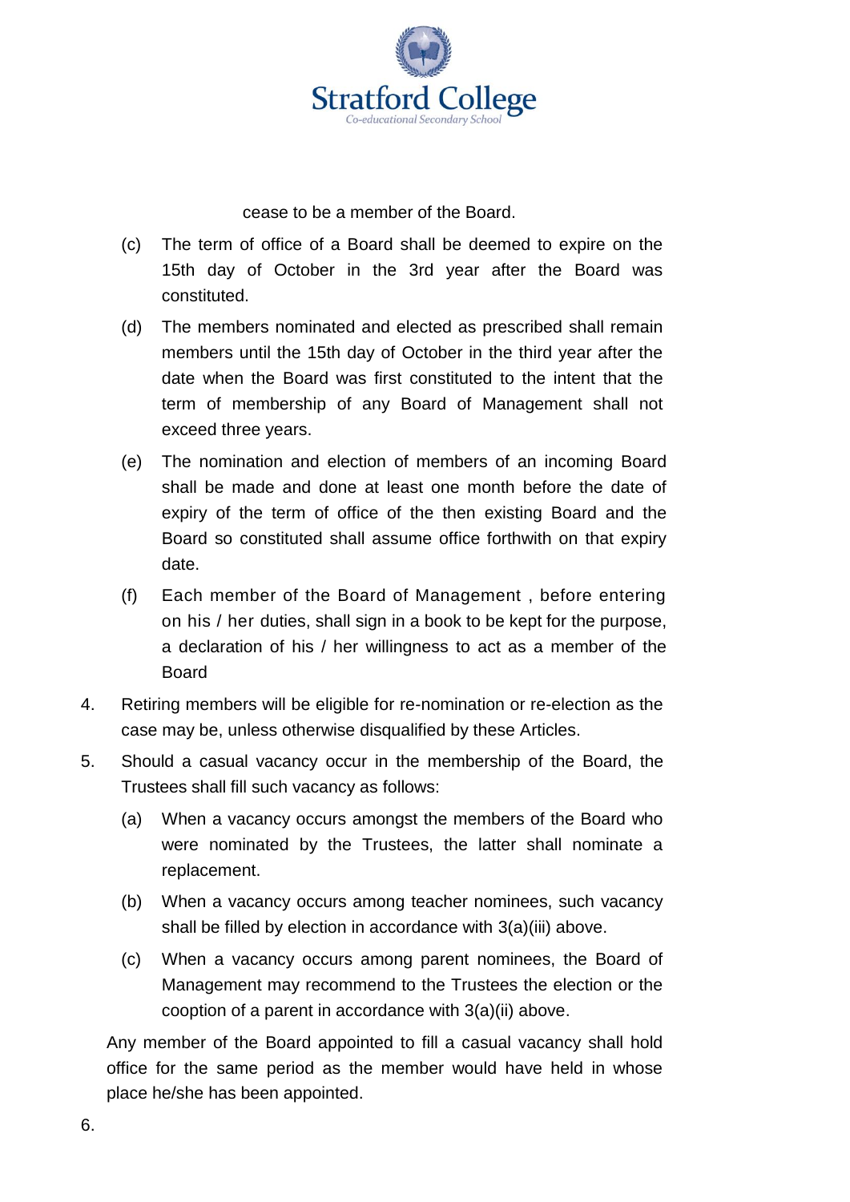cease to be a member of the Board.

(c) The term of office of a Board shall be deemed to expire on the 15th day of October in the 3rd year after the Board was constituted.

(d) The members nominated and elected as prescribed shall remain members until the 15th day of October in the third year after the date when the Board was first constituted to the intent that the term of membership of any Board of Management shall not exceed three years.

(e) The nomination and election of members of an incoming Board shall be made and done at least one month before the date of expiry of the term of office of the then existing Board and the Board so constituted shall assume office forthwith on that expiry date.

(f) Each member of the Board of Management , before entering on his / her duties, shall sign in a book to be kept for the purpose, a declaration of his / her willingness to act as a member of the Board

4. Retiring members will be eligible for re-nomination or re-election as the case may be, unless otherwise disqualified by these Articles.

5. Should a casual vacancy occur in the membership of the Board, the Trustees shall fill such vacancy as follows:

   (a) When a vacancy occurs amongst the members of the Board who were nominated by the Trustees, the latter shall nominate a replacement.

   (b) When a vacancy occurs among teacher nominees, such vacancy shall be filled by election in accordance with 3(a)(iii) above.

   (c) When a vacancy occurs among parent nominees, the Board of Management may recommend to the Trustees the election or the cooption of a parent in accordance with 3(a)(ii) above.

   Any member of the Board appointed to fill a casual vacancy shall hold office for the same period as the member would have held in whose place he/she has been appointed.

6.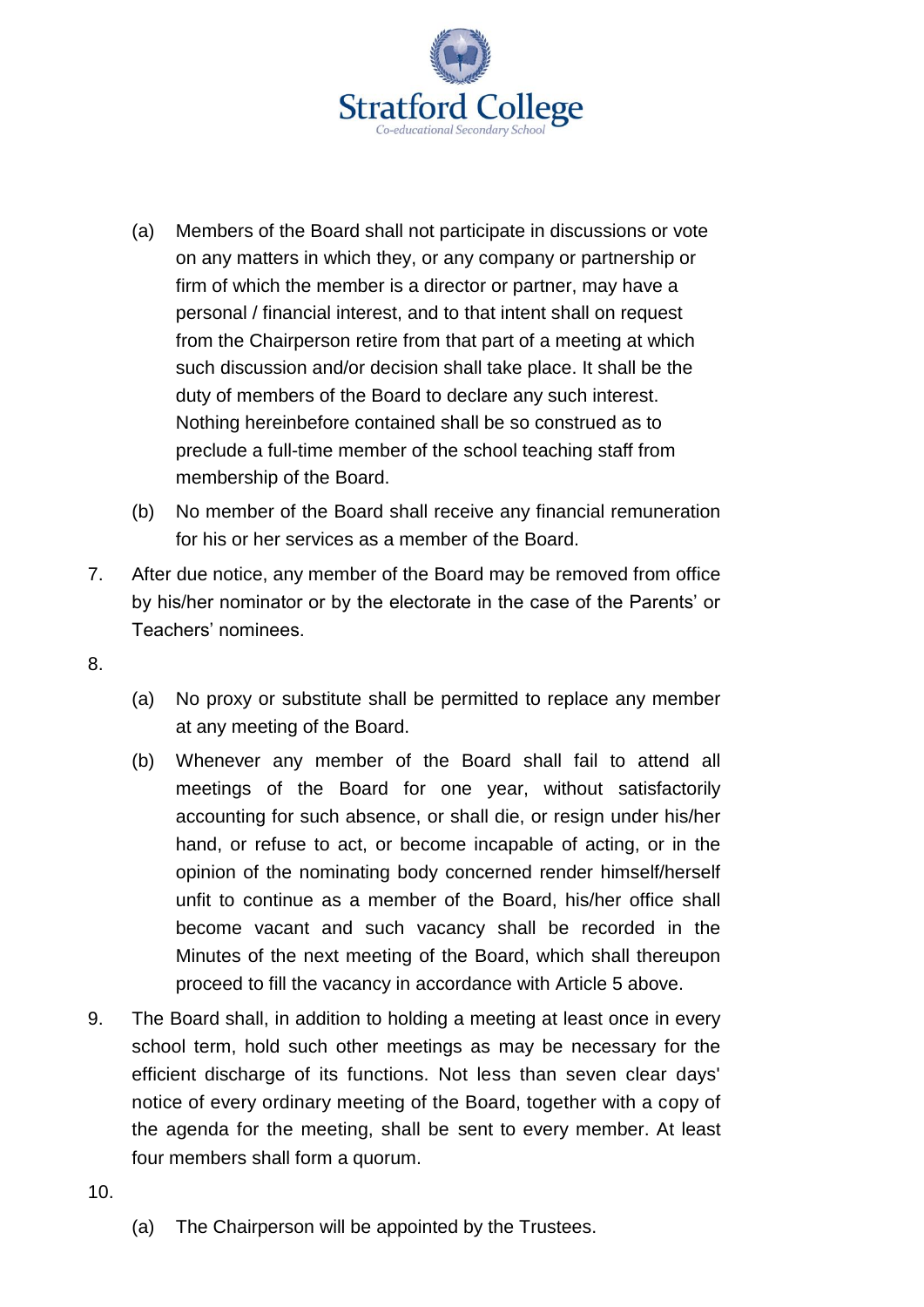(a) Members of the Board shall not participate in discussions or vote on any matters in which they, or any company or partnership or firm of which the member is a director or partner, may have a personal / financial interest, and to that intent shall on request from the Chairperson retire from that part of a meeting at which such discussion and/or decision shall take place. It shall be the duty of members of the Board to declare any such interest. Nothing hereinbefore contained shall be so construed as to preclude a full-time member of the school teaching staff from membership of the Board.

(b) No member of the Board shall receive any financial remuneration for his or her services as a member of the Board.

7. After due notice, any member of the Board may be removed from office by his/her nominator or by the electorate in the case of the Parents' or Teachers' nominees.

8.

(a) No proxy or substitute shall be permitted to replace any member at any meeting of the Board.

(b) Whenever any member of the Board shall fail to attend all meetings of the Board for one year, without satisfactorily accounting for such absence, or shall die, or resign under his/her hand, or refuse to act, or become incapable of acting, or in the opinion of the nominating body concerned render himself/herself unfit to continue as a member of the Board, his/her office shall become vacant and such vacancy shall be recorded in the Minutes of the next meeting of the Board, which shall thereupon proceed to fill the vacancy in accordance with Article 5 above.

9. The Board shall, in addition to holding a meeting at least once in every school term, hold such other meetings as may be necessary for the efficient discharge of its functions. Not less than seven clear days' notice of every ordinary meeting of the Board, together with a copy of the agenda for the meeting, shall be sent to every member. At least four members shall form a quorum.

10.

(a) The Chairperson will be appointed by the Trustees.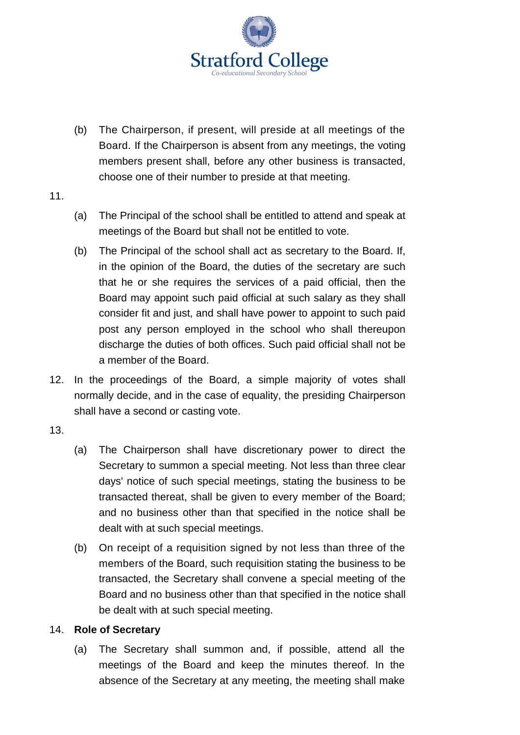(b) The Chairperson, if present, will preside at all meetings of the Board. If the Chairperson is absent from any meetings, the voting members present shall, before any other business is transacted, choose one of their number to preside at that meeting.

11.

(a) The Principal of the school shall be entitled to attend and speak at meetings of the Board but shall not be entitled to vote.

(b) The Principal of the school shall act as secretary to the Board. If, in the opinion of the Board, the duties of the secretary are such that he or she requires the services of a paid official, then the Board may appoint such paid official at such salary as they shall consider fit and just, and shall have power to appoint to such paid post any person employed in the school who shall thereupon discharge the duties of both offices. Such paid official shall not be a member of the Board.

12. In the proceedings of the Board, a simple majority of votes shall normally decide, and in the case of equality, the presiding Chairperson shall have a second or casting vote.

13.

(a) The Chairperson shall have discretionary power to direct the Secretary to summon a special meeting. Not less than three clear days' notice of such special meetings, stating the business to be transacted thereat, shall be given to every member of the Board; and no business other than that specified in the notice shall be dealt with at such special meetings.

(b) On receipt of a requisition signed by not less than three of the members of the Board, such requisition stating the business to be transacted, the Secretary shall convene a special meeting of the Board and no business other than that specified in the notice shall be dealt with at such special meeting.

14. **Role of Secretary**

(a) The Secretary shall summon and, if possible, attend all the meetings of the Board and keep the minutes thereof. In the absence of the Secretary at any meeting, the meeting shall make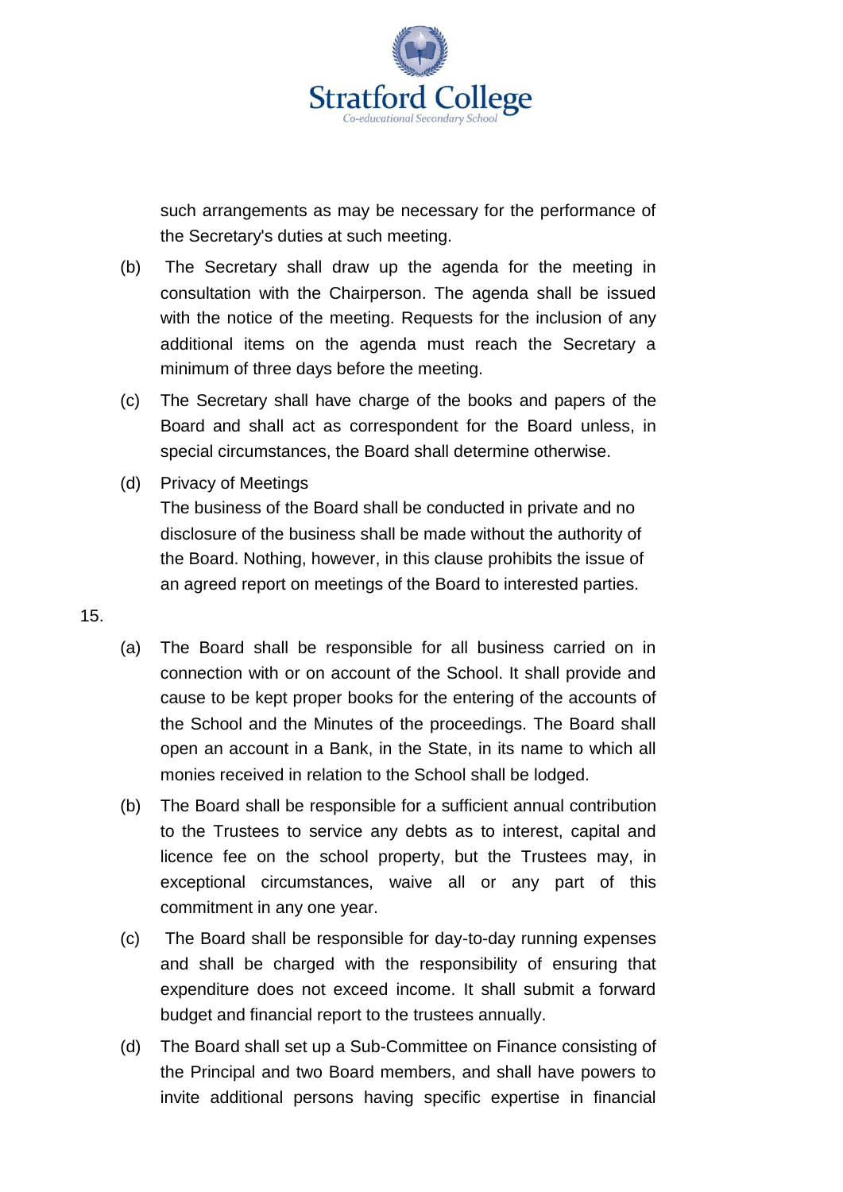such arrangements as may be necessary for the performance of the Secretary's duties at such meeting.

(b) The Secretary shall draw up the agenda for the meeting in consultation with the Chairperson. The agenda shall be issued with the notice of the meeting. Requests for the inclusion of any additional items on the agenda must reach the Secretary a minimum of three days before the meeting.

(c) The Secretary shall have charge of the books and papers of the Board and shall act as correspondent for the Board unless, in special circumstances, the Board shall determine otherwise.

(d) Privacy of Meetings

The business of the Board shall be conducted in private and no disclosure of the business shall be made without the authority of the Board. Nothing, however, in this clause prohibits the issue of an agreed report on meetings of the Board to interested parties.

15.

(a) The Board shall be responsible for all business carried on in connection with or on account of the School. It shall provide and cause to be kept proper books for the entering of the accounts of the School and the Minutes of the proceedings. The Board shall open an account in a Bank, in the State, in its name to which all monies received in relation to the School shall be lodged.

(b) The Board shall be responsible for a sufficient annual contribution to the Trustees to service any debts as to interest, capital and licence fee on the school property, but the Trustees may, in exceptional circumstances, waive all or any part of this commitment in any one year.

(c) The Board shall be responsible for day-to-day running expenses and shall be charged with the responsibility of ensuring that expenditure does not exceed income. It shall submit a forward budget and financial report to the trustees annually.

(d) The Board shall set up a Sub-Committee on Finance consisting of the Principal and two Board members, and shall have powers to invite additional persons having specific expertise in financial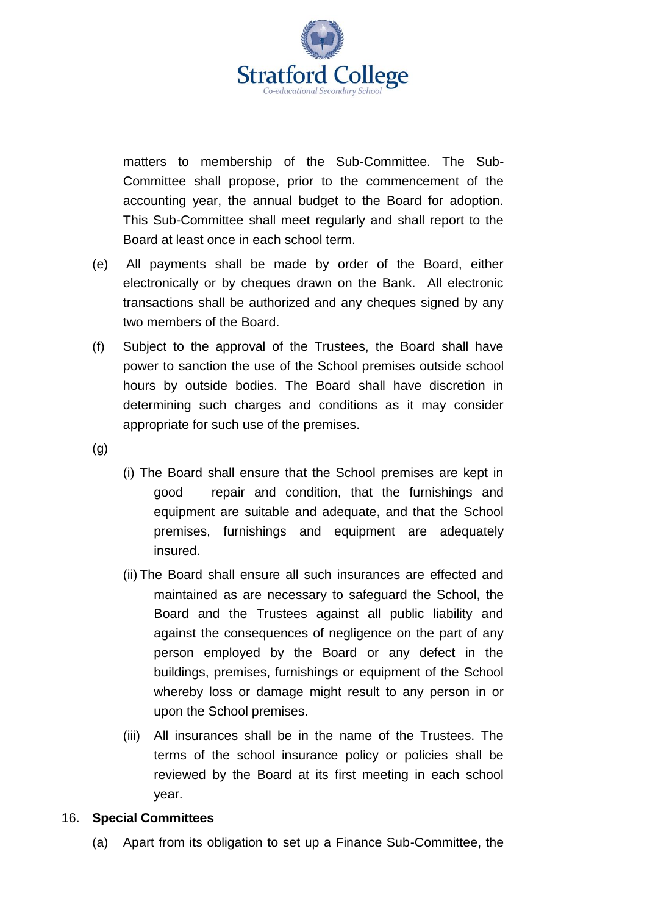matters to membership of the Sub-Committee. The Sub-Committee shall propose, prior to the commencement of the accounting year, the annual budget to the Board for adoption. This Sub-Committee shall meet regularly and shall report to the Board at least once in each school term.

(e) All payments shall be made by order of the Board, either electronically or by cheques drawn on the Bank. All electronic transactions shall be authorized and any cheques signed by any two members of the Board.

(f) Subject to the approval of the Trustees, the Board shall have power to sanction the use of the School premises outside school hours by outside bodies. The Board shall have discretion in determining such charges and conditions as it may consider appropriate for such use of the premises.

(g)

(i) The Board shall ensure that the School premises are kept in good repair and condition, that the furnishings and equipment are suitable and adequate, and that the School premises, furnishings and equipment are adequately insured.

(ii) The Board shall ensure all such insurances are effected and maintained as are necessary to safeguard the School, the Board and the Trustees against all public liability and against the consequences of negligence on the part of any person employed by the Board or any defect in the buildings, premises, furnishings or equipment of the School whereby loss or damage might result to any person in or upon the School premises.

(iii) All insurances shall be in the name of the Trustees. The terms of the school insurance policy or policies shall be reviewed by the Board at its first meeting in each school year.

16. **Special Committees**

(a) Apart from its obligation to set up a Finance Sub-Committee, the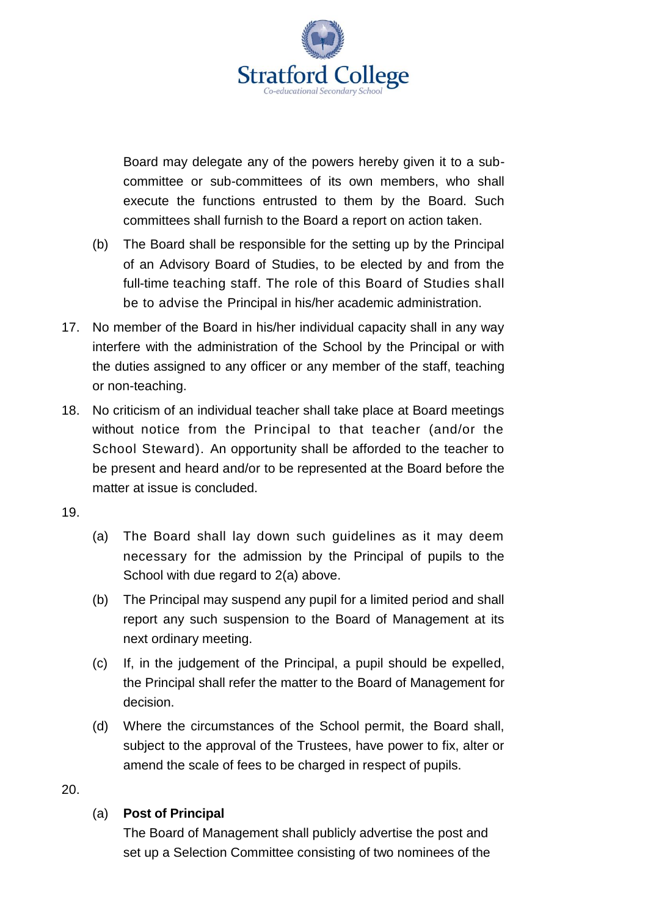Board may delegate any of the powers hereby given it to a sub-committee or sub-committees of its own members, who shall execute the functions entrusted to them by the Board. Such committees shall furnish to the Board a report on action taken.

(b) The Board shall be responsible for the setting up by the Principal of an Advisory Board of Studies, to be elected by and from the full-time teaching staff. The role of this Board of Studies shall be to advise the Principal in his/her academic administration.

17. No member of the Board in his/her individual capacity shall in any way interfere with the administration of the School by the Principal or with the duties assigned to any officer or any member of the staff, teaching or non-teaching.

18. No criticism of an individual teacher shall take place at Board meetings without notice from the Principal to that teacher (and/or the School Steward). An opportunity shall be afforded to the teacher to be present and heard and/or to be represented at the Board before the matter at issue is concluded.

19.

(a) The Board shall lay down such guidelines as it may deem necessary for the admission by the Principal of pupils to the School with due regard to 2(a) above.

(b) The Principal may suspend any pupil for a limited period and shall report any such suspension to the Board of Management at its next ordinary meeting.

(c) If, in the judgement of the Principal, a pupil should be expelled, the Principal shall refer the matter to the Board of Management for decision.

(d) Where the circumstances of the School permit, the Board shall, subject to the approval of the Trustees, have power to fix, alter or amend the scale of fees to be charged in respect of pupils.

20.

(a) **Post of Principal**

The Board of Management shall publicly advertise the post and set up a Selection Committee consisting of two nominees of the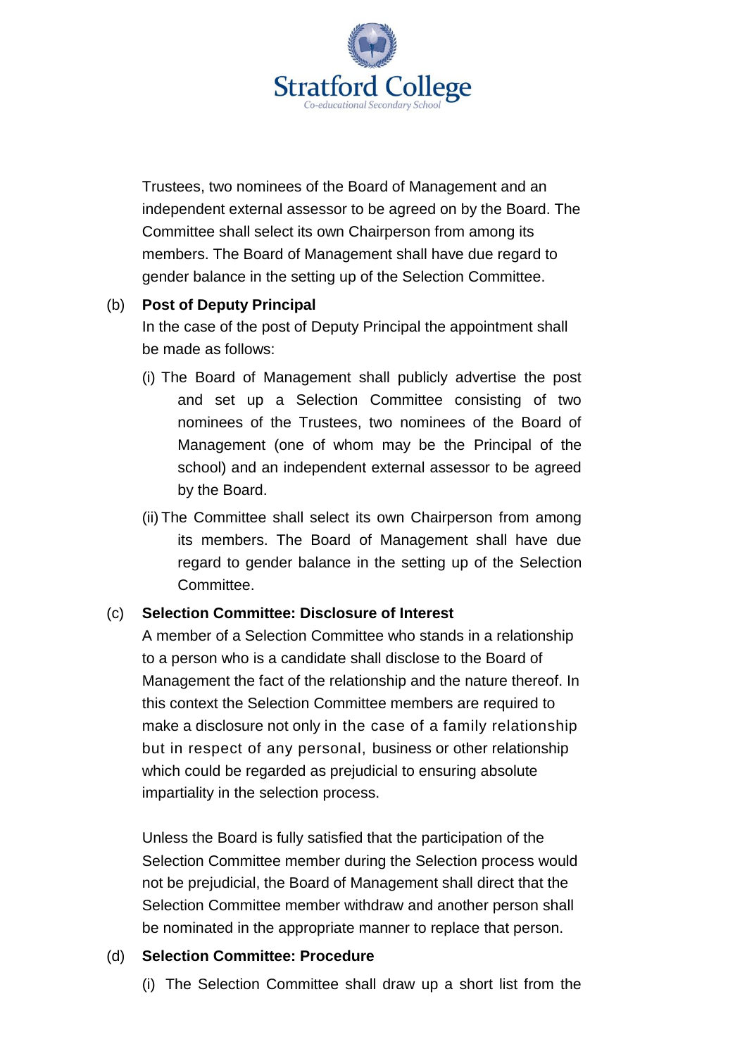Trustees, two nominees of the Board of Management and an independent external assessor to be agreed on by the Board. The Committee shall select its own Chairperson from among its members. The Board of Management shall have due regard to gender balance in the setting up of the Selection Committee.

(b) **Post of Deputy Principal**

In the case of the post of Deputy Principal the appointment shall be made as follows:

(i) The Board of Management shall publicly advertise the post and set up a Selection Committee consisting of two nominees of the Trustees, two nominees of the Board of Management (one of whom may be the Principal of the school) and an independent external assessor to be agreed by the Board.

(ii) The Committee shall select its own Chairperson from among its members. The Board of Management shall have due regard to gender balance in the setting up of the Selection Committee.

(c) **Selection Committee: Disclosure of Interest**

A member of a Selection Committee who stands in a relationship to a person who is a candidate shall disclose to the Board of Management the fact of the relationship and the nature thereof. In this context the Selection Committee members are required to make a disclosure not only in the case of a family relationship but in respect of any personal, business or other relationship which could be regarded as prejudicial to ensuring absolute impartiality in the selection process.

Unless the Board is fully satisfied that the participation of the Selection Committee member during the Selection process would not be prejudicial, the Board of Management shall direct that the Selection Committee member withdraw and another person shall be nominated in the appropriate manner to replace that person.

(d) **Selection Committee: Procedure**

(i) The Selection Committee shall draw up a short list from the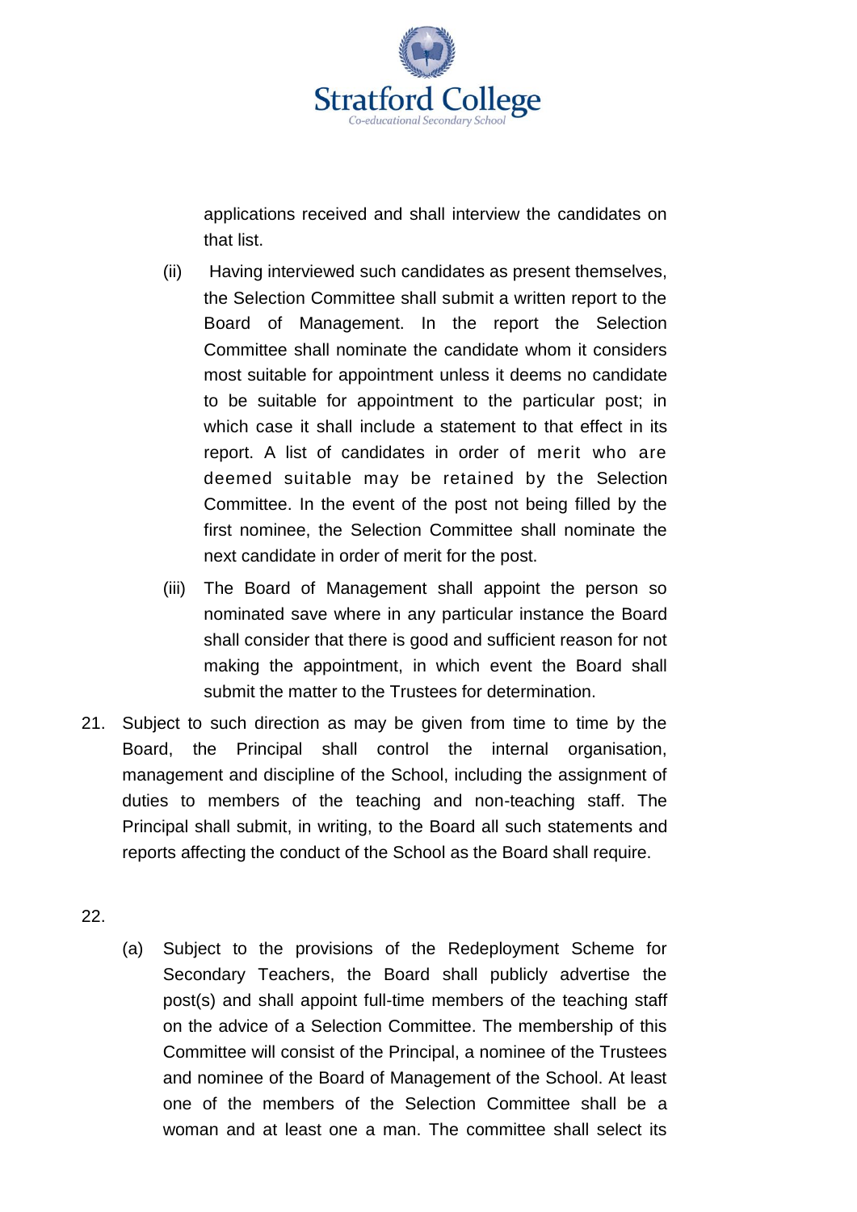applications received and shall interview the candidates on that list.

(ii) Having interviewed such candidates as present themselves, the Selection Committee shall submit a written report to the Board of Management. In the report the Selection Committee shall nominate the candidate whom it considers most suitable for appointment unless it deems no candidate to be suitable for appointment to the particular post; in which case it shall include a statement to that effect in its report. A list of candidates in order of merit who are deemed suitable may be retained by the Selection Committee. In the event of the post not being filled by the first nominee, the Selection Committee shall nominate the next candidate in order of merit for the post.

(iii) The Board of Management shall appoint the person so nominated save where in any particular instance the Board shall consider that there is good and sufficient reason for not making the appointment, in which event the Board shall submit the matter to the Trustees for determination.

21. Subject to such direction as may be given from time to time by the Board, the Principal shall control the internal organisation, management and discipline of the School, including the assignment of duties to members of the teaching and non-teaching staff. The Principal shall submit, in writing, to the Board all such statements and reports affecting the conduct of the School as the Board shall require.

22.

(a) Subject to the provisions of the Redeployment Scheme for Secondary Teachers, the Board shall publicly advertise the post(s) and shall appoint full-time members of the teaching staff on the advice of a Selection Committee. The membership of this Committee will consist of the Principal, a nominee of the Trustees and nominee of the Board of Management of the School. At least one of the members of the Selection Committee shall be a woman and at least one a man. The committee shall select its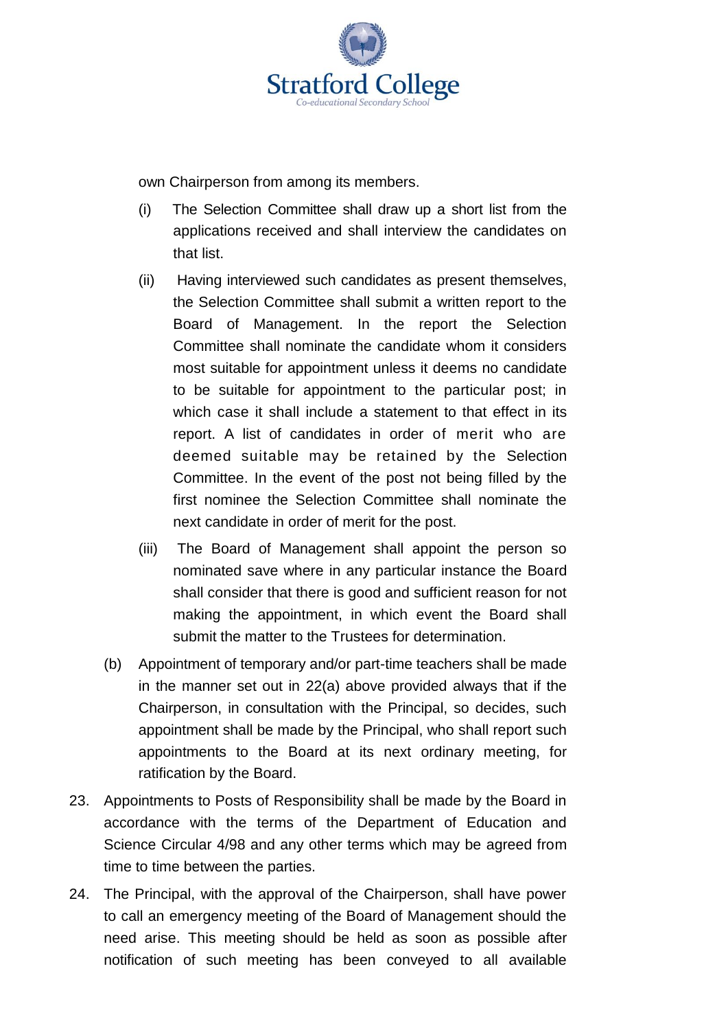own Chairperson from among its members.

(i) The Selection Committee shall draw up a short list from the applications received and shall interview the candidates on that list.

(ii) Having interviewed such candidates as present themselves, the Selection Committee shall submit a written report to the Board of Management. In the report the Selection Committee shall nominate the candidate whom it considers most suitable for appointment unless it deems no candidate to be suitable for appointment to the particular post; in which case it shall include a statement to that effect in its report. A list of candidates in order of merit who are deemed suitable may be retained by the Selection Committee. In the event of the post not being filled by the first nominee the Selection Committee shall nominate the next candidate in order of merit for the post.

(iii) The Board of Management shall appoint the person so nominated save where in any particular instance the Board shall consider that there is good and sufficient reason for not making the appointment, in which event the Board shall submit the matter to the Trustees for determination.

(b) Appointment of temporary and/or part-time teachers shall be made in the manner set out in 22(a) above provided always that if the Chairperson, in consultation with the Principal, so decides, such appointment shall be made by the Principal, who shall report such appointments to the Board at its next ordinary meeting, for ratification by the Board.

23. Appointments to Posts of Responsibility shall be made by the Board in accordance with the terms of the Department of Education and Science Circular 4/98 and any other terms which may be agreed from time to time between the parties.

24. The Principal, with the approval of the Chairperson, shall have power to call an emergency meeting of the Board of Management should the need arise. This meeting should be held as soon as possible after notification of such meeting has been conveyed to all available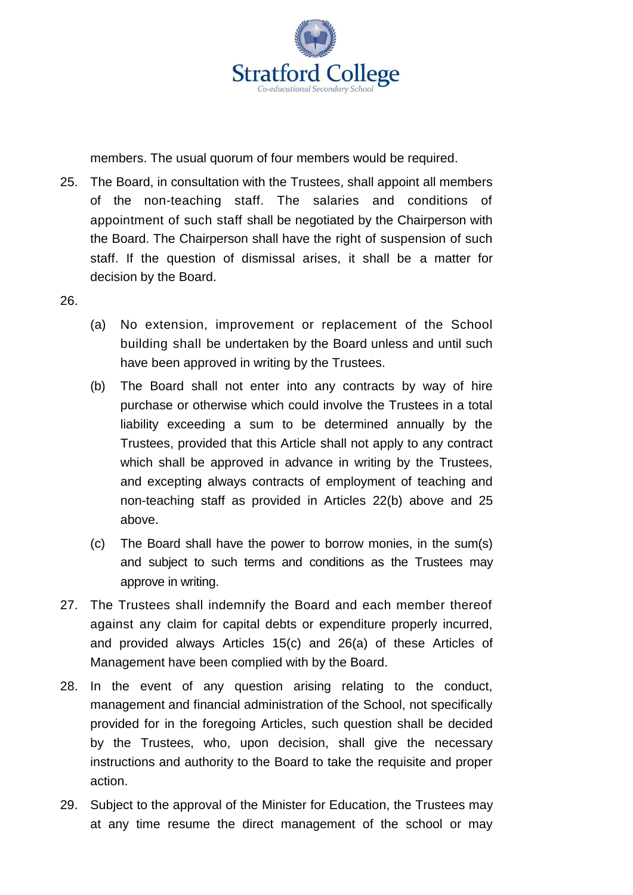members. The usual quorum of four members would be required.

25. The Board, in consultation with the Trustees, shall appoint all members of the non-teaching staff. The salaries and conditions of appointment of such staff shall be negotiated by the Chairperson with the Board. The Chairperson shall have the right of suspension of such staff. If the question of dismissal arises, it shall be a matter for decision by the Board.

26.

    (a) No extension, improvement or replacement of the School building shall be undertaken by the Board unless and until such have been approved in writing by the Trustees.

    (b) The Board shall not enter into any contracts by way of hire purchase or otherwise which could involve the Trustees in a total liability exceeding a sum to be determined annually by the Trustees, provided that this Article shall not apply to any contract which shall be approved in advance in writing by the Trustees, and excepting always contracts of employment of teaching and non-teaching staff as provided in Articles 22(b) above and 25 above.

    (c) The Board shall have the power to borrow monies, in the sum(s) and subject to such terms and conditions as the Trustees may approve in writing.

27. The Trustees shall indemnify the Board and each member thereof against any claim for capital debts or expenditure properly incurred, and provided always Articles 15(c) and 26(a) of these Articles of Management have been complied with by the Board.

28. In the event of any question arising relating to the conduct, management and financial administration of the School, not specifically provided for in the foregoing Articles, such question shall be decided by the Trustees, who, upon decision, shall give the necessary instructions and authority to the Board to take the requisite and proper action.

29. Subject to the approval of the Minister for Education, the Trustees may at any time resume the direct management of the school or may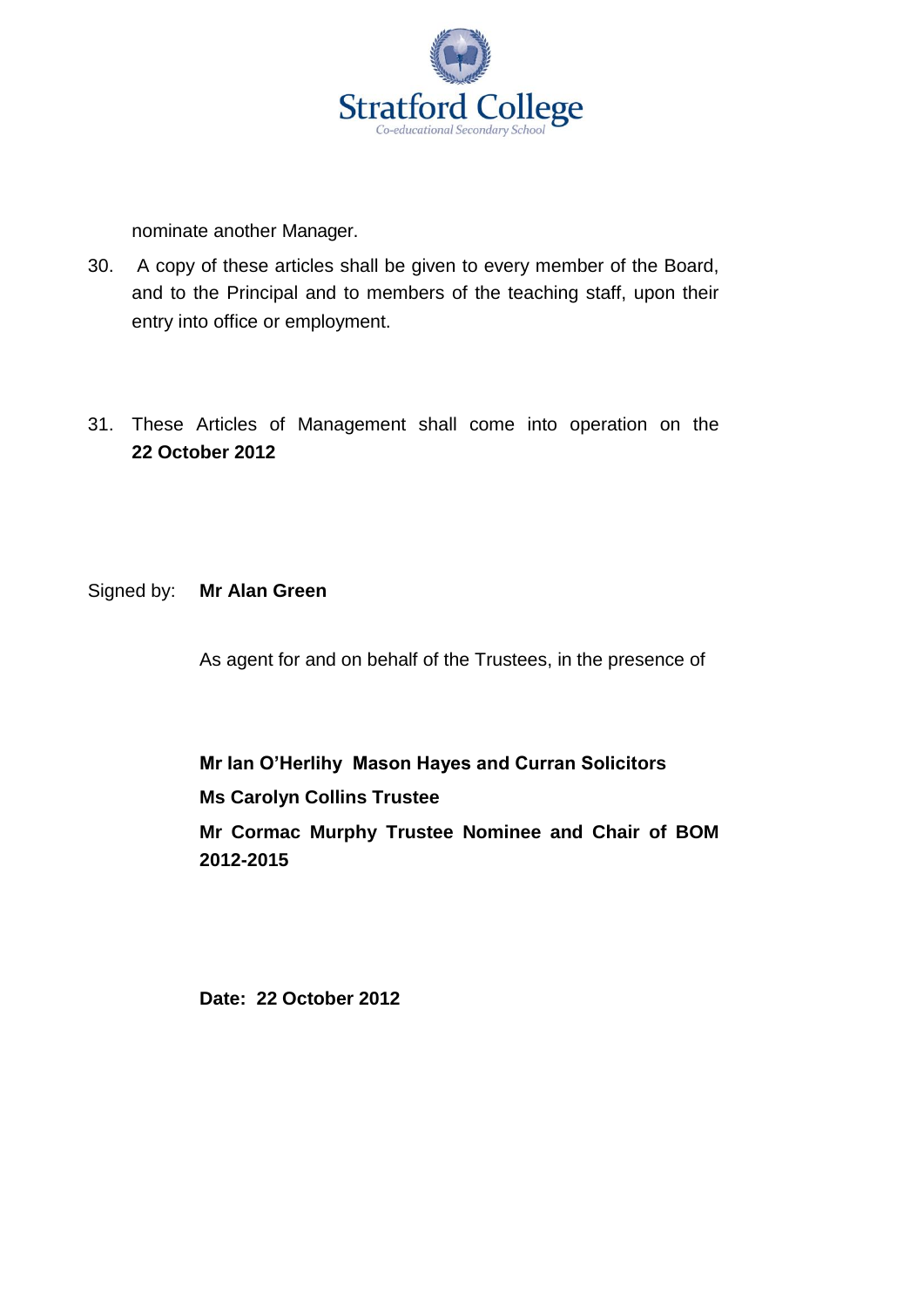nominate another Manager.

30. A copy of these articles shall be given to every member of the Board, and to the Principal and to members of the teaching staff, upon their entry into office or employment.

31. These Articles of Management shall come into operation on the **22 October 2012**

Signed by: **Mr Alan Green**

As agent for and on behalf of the Trustees, in the presence of

**Mr Ian O'Herlihy Mason Hayes and Curran Solicitors**

**Ms Carolyn Collins Trustee**

**Mr Cormac Murphy Trustee Nominee and Chair of BOM 2012-2015**

**Date: 22 October 2012**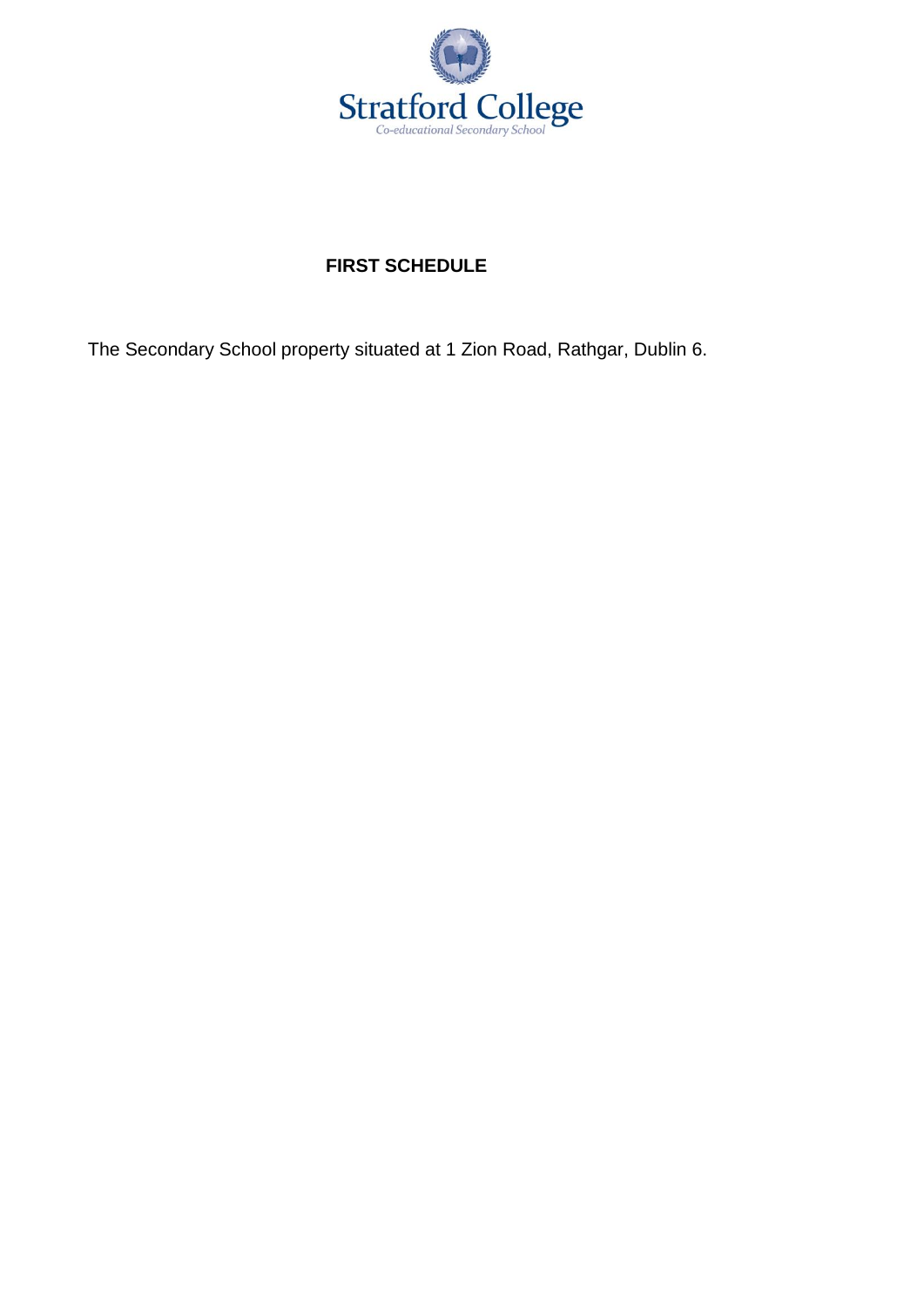# FIRST SCHEDULE

The Secondary School property situated at 1 Zion Road, Rathgar, Dublin 6.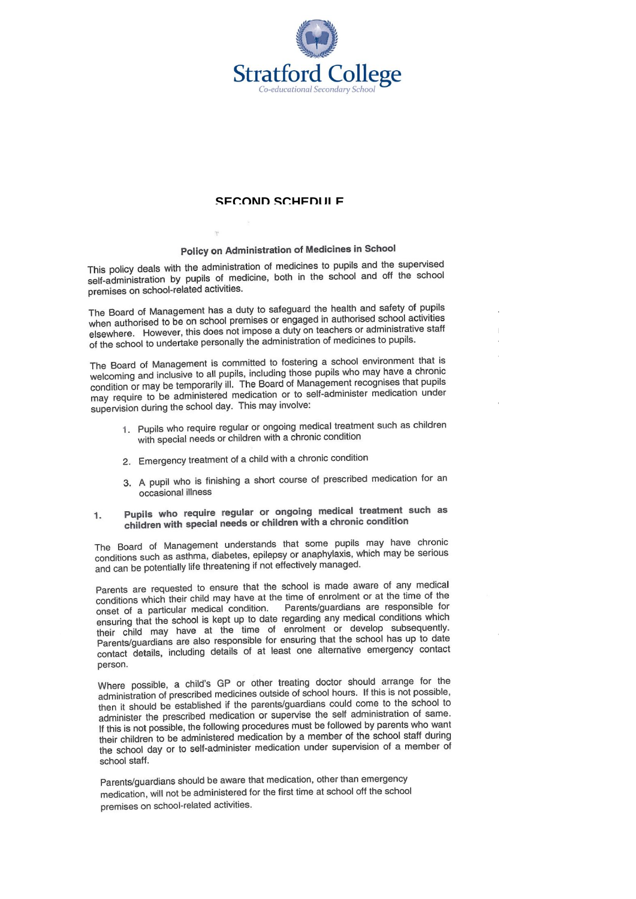# Stratford College

*Co-educational Secondary School*

## SECOND SCHEDULE

### Policy on Administration of Medicines in School

This policy deals with the administration of medicines to pupils and the supervised self-administration by pupils of medicine, both in the school and off the school premises on school-related activities.

The Board of Management has a duty to safeguard the health and safety of pupils when authorised to be on school premises or engaged in authorised school activities elsewhere. However, this does not impose a duty on teachers or administrative staff of the school to undertake personally the administration of medicines to pupils.

The Board of Management is committed to fostering a school environment that is welcoming and inclusive to all pupils, including those pupils who may have a chronic condition or may be temporarily ill. The Board of Management recognises that pupils may require to be administered medication or to self-administer medication under supervision during the school day. This may involve:

1. Pupils who require regular or ongoing medical treatment such as children with special needs or children with a chronic condition
2. Emergency treatment of a child with a chronic condition
3. A pupil who is finishing a short course of prescribed medication for an occasional illness

**1. Pupils who require regular or ongoing medical treatment such as children with special needs or children with a chronic condition**

The Board of Management understands that some pupils may have chronic conditions such as asthma, diabetes, epilepsy or anaphylaxis, which may be serious and can be potentially life threatening if not effectively managed.

Parents are requested to ensure that the school is made aware of any medical conditions which their child may have at the time of enrolment or at the time of the onset of a particular medical condition. Parents/guardians are responsible for ensuring that the school is kept up to date regarding any medical conditions which their child may have at the time of enrolment or develop subsequently. Parents/guardians are also responsible for ensuring that the school has up to date contact details, including details of at least one alternative emergency contact person.

Where possible, a child's GP or other treating doctor should arrange for the administration of prescribed medicines outside of school hours. If this is not possible, then it should be established if the parents/guardians could come to the school to administer the prescribed medication or supervise the self administration of same. If this is not possible, the following procedures must be followed by parents who want their children to be administered medication by a member of the school staff during the school day or to self-administer medication under supervision of a member of school staff.

Parents/guardians should be aware that medication, other than emergency medication, will not be administered for the first time at school off the school premises on school-related activities.